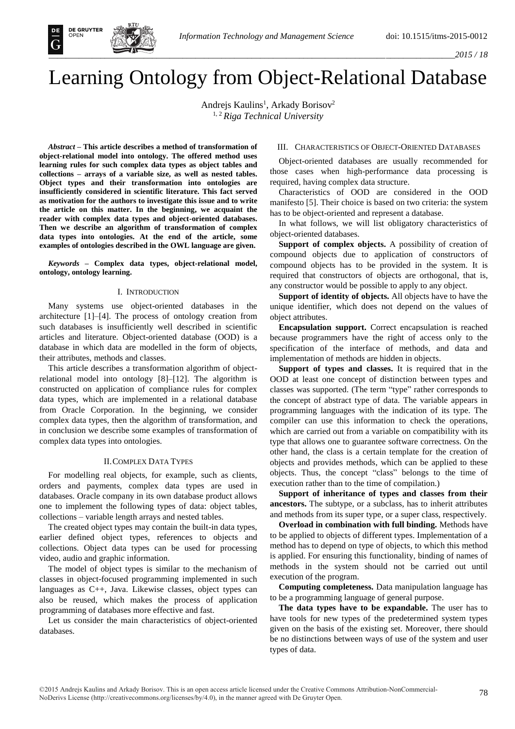# Learning Ontology from Object-Relational Database

Andrejs Kaulins[1], Arkady Borisov[2]

[1, 2] *Riga Technical University*

***Abstract*** **– This article describes a method of transformation of object-relational model into ontology. The offered method uses learning rules for such complex data types as object tables and collections – arrays of a variable size, as well as nested tables. Object types and their transformation into ontologies are insufficiently considered in scientific literature. This fact served as motivation for the authors to investigate this issue and to write the article on this matter. In the beginning, we acquaint the reader with complex data types and object-oriented databases. Then we describe an algorithm of transformation of complex data types into ontologies. At the end of the article, some examples of ontologies described in the OWL language are given.**

***Keywords*** **– Complex data types, object-relational model, ontology, ontology learning.**

## I. Introduction

Many systems use object-oriented databases in the architecture [1]–[4]. The process of ontology creation from such databases is insufficiently well described in scientific articles and literature. Object-oriented database (OOD) is a database in which data are modelled in the form of objects, their attributes, methods and classes.

This article describes a transformation algorithm of object-relational model into ontology [8]–[12]. The algorithm is constructed on application of compliance rules for complex data types, which are implemented in a relational database from Oracle Corporation. In the beginning, we consider complex data types, then the algorithm of transformation, and in conclusion we describe some examples of transformation of complex data types into ontologies.

## II. Complex Data Types

For modelling real objects, for example, such as clients, orders and payments, complex data types are used in databases. Oracle company in its own database product allows one to implement the following types of data: object tables, collections – variable length arrays and nested tables.

The created object types may contain the built-in data types, earlier defined object types, references to objects and collections. Object data types can be used for processing video, audio and graphic information.

The model of object types is similar to the mechanism of classes in object-focused programming implemented in such languages as C++, Java. Likewise classes, object types can also be reused, which makes the process of application programming of databases more effective and fast.

Let us consider the main characteristics of object-oriented databases.

## III. Characteristics of Object-Oriented Databases

Object-oriented databases are usually recommended for those cases when high-performance data processing is required, having complex data structure.

Characteristics of OOD are considered in the OOD manifesto [5]. Their choice is based on two criteria: the system has to be object-oriented and represent a database.

In what follows, we will list obligatory characteristics of object-oriented databases.

**Support of complex objects.** A possibility of creation of compound objects due to application of constructors of compound objects has to be provided in the system. It is required that constructors of objects are orthogonal, that is, any constructor would be possible to apply to any object.

**Support of identity of objects.** All objects have to have the unique identifier, which does not depend on the values of object attributes.

**Encapsulation support.** Correct encapsulation is reached because programmers have the right of access only to the specification of the interface of methods, and data and implementation of methods are hidden in objects.

**Support of types and classes.** It is required that in the OOD at least one concept of distinction between types and classes was supported. (The term "type" rather corresponds to the concept of abstract type of data. The variable appears in programming languages with the indication of its type. The compiler can use this information to check the operations, which are carried out from a variable on compatibility with its type that allows one to guarantee software correctness. On the other hand, the class is a certain template for the creation of objects and provides methods, which can be applied to these objects. Thus, the concept "class" belongs to the time of execution rather than to the time of compilation.)

**Support of inheritance of types and classes from their ancestors.** The subtype, or a subclass, has to inherit attributes and methods from its super type, or a super class, respectively.

**Overload in combination with full binding.** Methods have to be applied to objects of different types. Implementation of a method has to depend on type of objects, to which this method is applied. For ensuring this functionality, binding of names of methods in the system should not be carried out until execution of the program.

**Computing completeness.** Data manipulation language has to be a programming language of general purpose.

**The data types have to be expandable.** The user has to have tools for new types of the predetermined system types given on the basis of the existing set. Moreover, there should be no distinctions between ways of use of the system and user types of data.

©2015 Andrejs Kaulins and Arkady Borisov. This is an open access article licensed under the Creative Commons Attribution-NonCommercial-NoDerivs License (http://creativecommons.org/licenses/by/4.0), in the manner agreed with De Gruyter Open.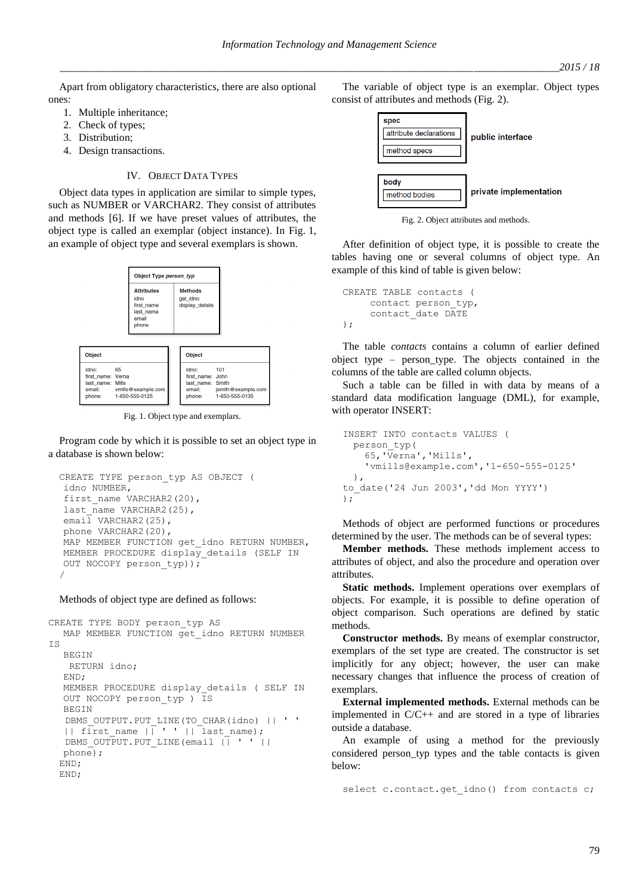Apart from obligatory characteristics, there are also optional ones:

1. Multiple inheritance;
2. Check of types;
3. Distribution;
4. Design transactions.

## IV. Object Data Types

Object data types in application are similar to simple types, such as NUMBER or VARCHAR2. They consist of attributes and methods [6]. If we have preset values of attributes, the object type is called an exemplar (object instance). In Fig. 1, an example of object type and several exemplars is shown.

| Object Type *person_typ* | |
|---|---|
| **Attributes** | **Methods** |
| idno<br>first_name<br>last_name<br>email<br>phone | get_idno<br>display_details |

| Object | |
|---|---|
| idno: | 65 |
| first_name: | Verna |
| last_name: | Mills |
| email: | vmills@example.com |
| phone: | 1-650-555-0125 |

| Object | |
|---|---|
| idno: | 101 |
| first_name: | John |
| last_name: | Smith |
| email: | jsmith@example.com |
| phone: | 1-650-555-0135 |

Fig. 1. Object type and exemplars.

Program code by which it is possible to set an object type in a database is shown below:

```
CREATE TYPE person_typ AS OBJECT (
 idno NUMBER,
 first_name VARCHAR2(20),
 last_name VARCHAR2(25),
 email VARCHAR2(25),
 phone VARCHAR2(20),
 MAP MEMBER FUNCTION get_idno RETURN NUMBER,
 MEMBER PROCEDURE display_details (SELF IN
 OUT NOCOPY person_typ));
/
```

Methods of object type are defined as follows:

```
CREATE TYPE BODY person_typ AS
  MAP MEMBER FUNCTION get_idno RETURN NUMBER
IS
  BEGIN
   RETURN idno;
  END;
  MEMBER PROCEDURE display_details ( SELF IN
  OUT NOCOPY person_typ ) IS
  BEGIN
  DBMS_OUTPUT.PUT_LINE(TO_CHAR(idno) || ' '
  || first_name || ' ' || last_name);
  DBMS_OUTPUT.PUT_LINE(email || ' ' ||
  phone);
 END;
 END;
```

The variable of object type is an exemplar. Object types consist of attributes and methods (Fig. 2).

| spec | |
|---|---|
| attribute declarations<br>method specs | public interface |
| **body** | |
| method bodies | private implementation |

Fig. 2. Object attributes and methods.

After definition of object type, it is possible to create the tables having one or several columns of object type. An example of this kind of table is given below:

```
CREATE TABLE contacts (
     contact person_typ,
     contact_date DATE
);
```

The table *contacts* contains a column of earlier defined object type – person_type. The objects contained in the columns of the table are called column objects.

Such a table can be filled in with data by means of a standard data modification language (DML), for example, with operator INSERT:

```
INSERT INTO contacts VALUES (
  person_typ(
    65,'Verna','Mills',
    'vmills@example.com','1-650-555-0125'
  ),
to_date('24 Jun 2003','dd Mon YYYY')
);
```

Methods of object are performed functions or procedures determined by the user. The methods can be of several types:

**Member methods.** These methods implement access to attributes of object, and also the procedure and operation over attributes.

**Static methods.** Implement operations over exemplars of objects. For example, it is possible to define operation of object comparison. Such operations are defined by static methods.

**Constructor methods.** By means of exemplar constructor, exemplars of the set type are created. The constructor is set implicitly for any object; however, the user can make necessary changes that influence the process of creation of exemplars.

**External implemented methods.** External methods can be implemented in C/C++ and are stored in a type of libraries outside a database.

An example of using a method for the previously considered person_typ types and the table contacts is given below:

```
select c.contact.get_idno() from contacts c;
```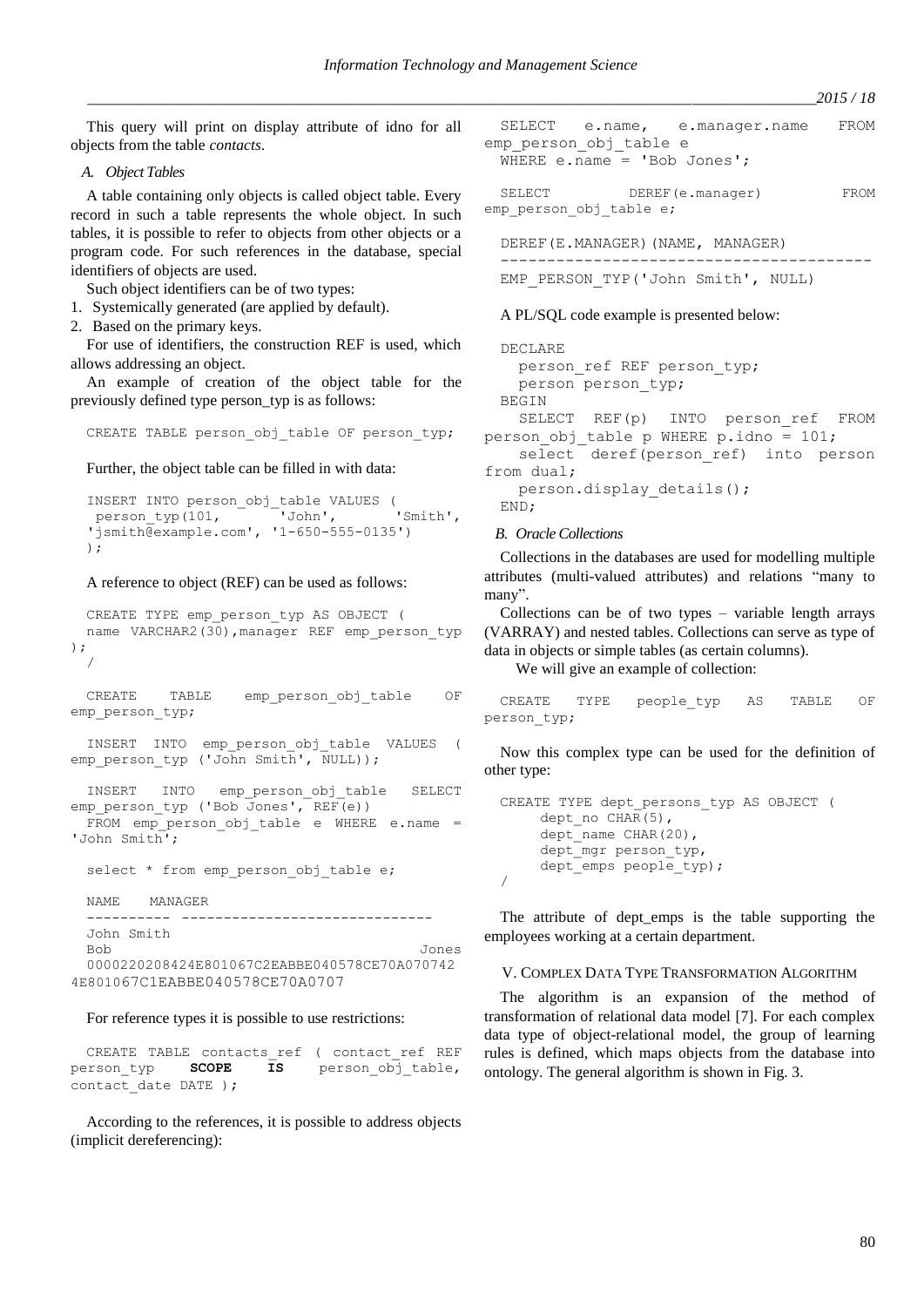This query will print on display attribute of idno for all objects from the table *contacts*.

### *A. Object Tables*

A table containing only objects is called object table. Every record in such a table represents the whole object. In such tables, it is possible to refer to objects from other objects or a program code. For such references in the database, special identifiers of objects are used.

Such object identifiers can be of two types:

1. Systemically generated (are applied by default).
2. Based on the primary keys.

For use of identifiers, the construction REF is used, which allows addressing an object.

An example of creation of the object table for the previously defined type person_typ is as follows:

```
CREATE TABLE person_obj_table OF person_typ;
```

Further, the object table can be filled in with data:

```
INSERT INTO person_obj_table VALUES (
 person_typ(101, 'John', 'Smith',
'jsmith@example.com', '1-650-555-0135')
);
```

A reference to object (REF) can be used as follows:

```
CREATE TYPE emp_person_typ AS OBJECT (
name VARCHAR2(30),manager REF emp_person_typ
);
/

CREATE TABLE emp_person_obj_table OF
emp_person_typ;

INSERT INTO emp_person_obj_table VALUES (
emp_person_typ ('John Smith', NULL));

INSERT INTO emp_person_obj_table SELECT
emp_person_typ ('Bob Jones', REF(e))
FROM emp_person_obj_table e WHERE e.name =
'John Smith';

select * from emp_person_obj_table e;

NAME    MANAGER
---------- ------------------------------
John Smith
Bob                                  Jones
0000220208424E801067C2EABBE040578CE70A070742
4E801067C1EABBE040578CE70A0707
```

For reference types it is possible to use restrictions:

```
CREATE TABLE contacts_ref ( contact_ref REF
person_typ SCOPE IS person_obj_table,
contact_date DATE );
```

According to the references, it is possible to address objects (implicit dereferencing):

```
SELECT e.name, e.manager.name FROM
emp_person_obj_table e
WHERE e.name = 'Bob Jones';

SELECT DEREF(e.manager) FROM
emp_person_obj_table e;

DEREF(E.MANAGER)(NAME, MANAGER)
----------------------------------------
EMP_PERSON_TYP('John Smith', NULL)
```

A PL/SQL code example is presented below:

```
DECLARE
  person_ref REF person_typ;
  person person_typ;
BEGIN
  SELECT REF(p) INTO person_ref FROM
person_obj_table p WHERE p.idno = 101;
  select deref(person_ref) into person
from dual;
  person.display_details();
END;
```

### *B. Oracle Collections*

Collections in the databases are used for modelling multiple attributes (multi-valued attributes) and relations “many to many”.

Collections can be of two types – variable length arrays (VARRAY) and nested tables. Collections can serve as type of data in objects or simple tables (as certain columns).

We will give an example of collection:

```
CREATE TYPE people_typ AS TABLE OF
person_typ;
```

Now this complex type can be used for the definition of other type:

```
CREATE TYPE dept_persons_typ AS OBJECT (
    dept_no CHAR(5),
    dept_name CHAR(20),
    dept_mgr person_typ,
    dept_emps people_typ);
/
```

The attribute of dept_emps is the table supporting the employees working at a certain department.

## V. Complex Data Type Transformation Algorithm

The algorithm is an expansion of the method of transformation of relational data model [7]. For each complex data type of object-relational model, the group of learning rules is defined, which maps objects from the database into ontology. The general algorithm is shown in Fig. 3.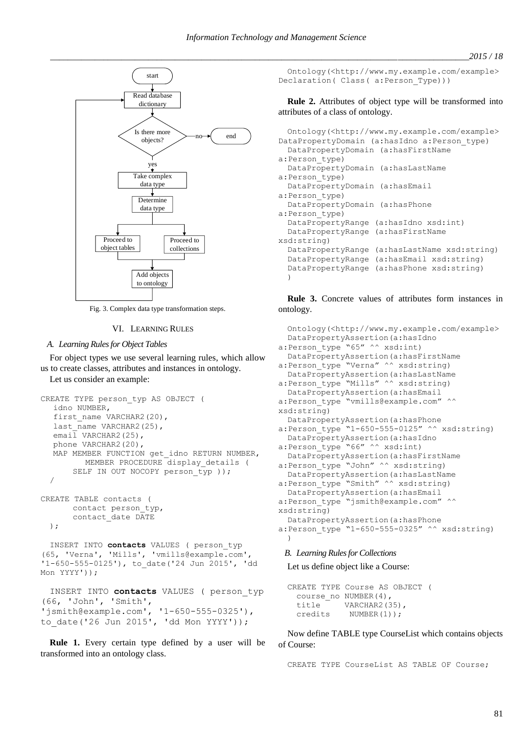Fig. 3. Complex data type transformation steps.

## VI. Learning Rules

### A. Learning Rules for Object Tables

For object types we use several learning rules, which allow us to create classes, attributes and instances in ontology.

Let us consider an example:

```
CREATE TYPE person_typ AS OBJECT (
   idno NUMBER,
   first_name VARCHAR2(20),
   last_name VARCHAR2(25),
   email VARCHAR2(25),
   phone VARCHAR2(20),
   MAP MEMBER FUNCTION get_idno RETURN NUMBER,
        MEMBER PROCEDURE display_details (
      SELF IN OUT NOCOPY person_typ ));
  /

CREATE TABLE contacts (
      contact person_typ,
      contact_date DATE
  );
```

```
  INSERT INTO contacts VALUES ( person_typ
(65, 'Verna', 'Mills', 'vmills@example.com',
'1-650-555-0125'), to_date('24 Jun 2015', 'dd
Mon YYYY'));

  INSERT INTO contacts VALUES ( person_typ
(66, 'John', 'Smith',
'jsmith@example.com', '1-650-555-0325'),
to_date('26 Jun 2015', 'dd Mon YYYY'));
```

**Rule 1.** Every certain type defined by a user will be transformed into an ontology class.

```
  Ontology(<http://www.my.example.com/example>
Declaration( Class( a:Person_Type)))
```

**Rule 2.** Attributes of object type will be transformed into attributes of a class of ontology.

```
  Ontology(<http://www.my.example.com/example>
DataPropertyDomain (a:hasIdno a:Person_type)
  DataPropertyDomain (a:hasFirstName
a:Person_type)
  DataPropertyDomain (a:hasLastName
a:Person_type)
  DataPropertyDomain (a:hasEmail
a:Person_type)
  DataPropertyDomain (a:hasPhone
a:Person_type)
  DataPropertyRange (a:hasIdno xsd:int)
  DataPropertyRange (a:hasFirstName
xsd:string)
  DataPropertyRange (a:hasLastName xsd:string)
  DataPropertyRange (a:hasEmail xsd:string)
  DataPropertyRange (a:hasPhone xsd:string)
  )
```

**Rule 3.** Concrete values of attributes form instances in ontology.

```
  Ontology(<http://www.my.example.com/example>
  DataPropertyAssertion(a:hasIdno
a:Person_type "65" ^^ xsd:int)
  DataPropertyAssertion(a:hasFirstName
a:Person_type "Verna" ^^ xsd:string)
  DataPropertyAssertion(a:hasLastName
a:Person_type "Mills" ^^ xsd:string)
  DataPropertyAssertion(a:hasEmail
a:Person_type "vmills@example.com" ^^
xsd:string)
  DataPropertyAssertion(a:hasPhone
a:Person_type "1-650-555-0125" ^^ xsd:string)
  DataPropertyAssertion(a:hasIdno
a:Person_type "66" ^^ xsd:int)
  DataPropertyAssertion(a:hasFirstName
a:Person_type "John" ^^ xsd:string)
  DataPropertyAssertion(a:hasLastName
a:Person_type "Smith" ^^ xsd:string)
  DataPropertyAssertion(a:hasEmail
a:Person_type "jsmith@example.com" ^^
xsd:string)
  DataPropertyAssertion(a:hasPhone
a:Person_type "1-650-555-0325" ^^ xsd:string)
  )
```

### B. Learning Rules for Collections

Let us define object like a Course:

```
  CREATE TYPE Course AS OBJECT (
    course_no NUMBER(4),
    title     VARCHAR2(35),
    credits    NUMBER(1));
```

Now define TABLE type CourseList which contains objects of Course:

```
  CREATE TYPE CourseList AS TABLE OF Course;
```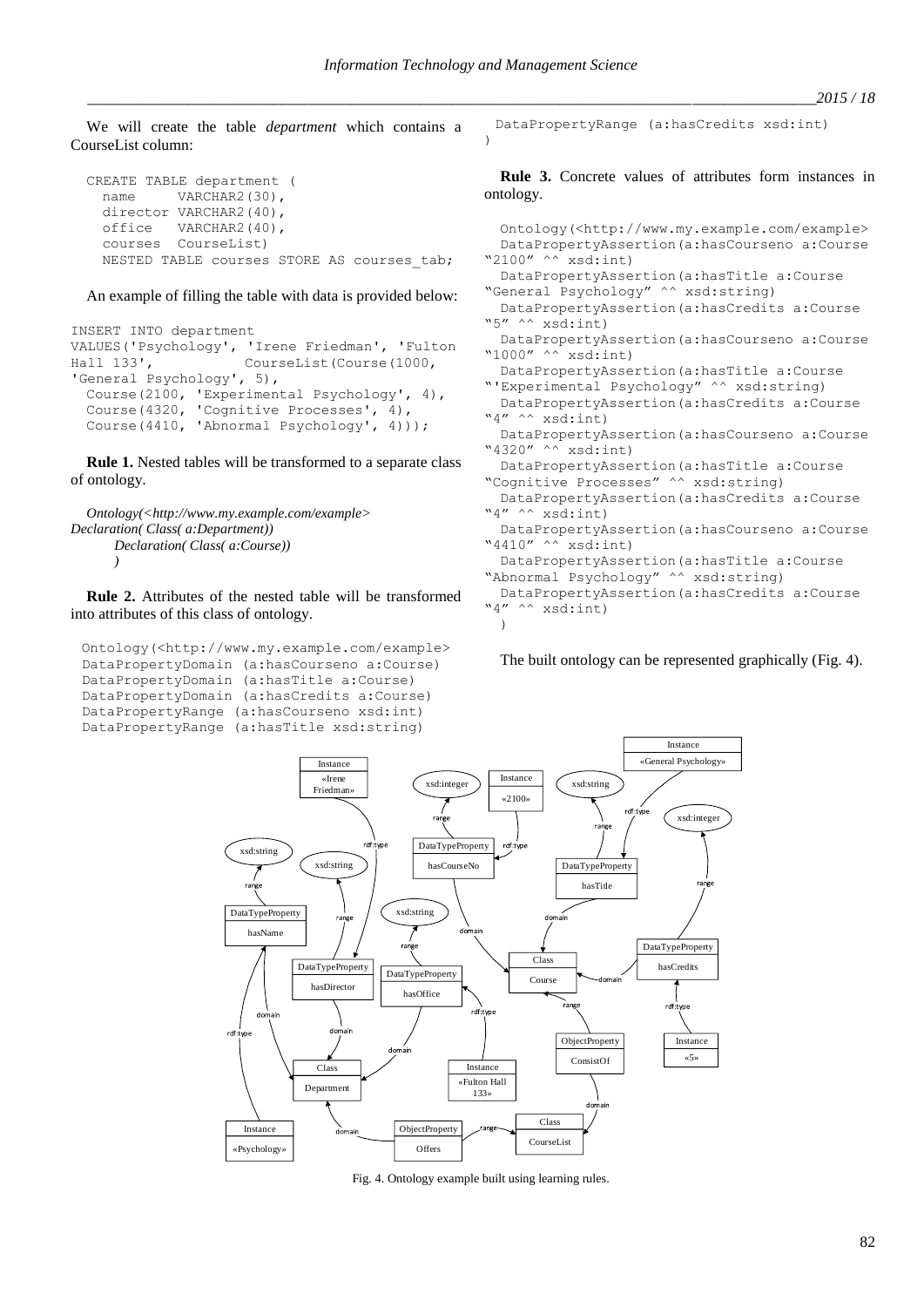We will create the table *department* which contains a CourseList column:

```
CREATE TABLE department (
  name     VARCHAR2(30),
  director VARCHAR2(40),
  office   VARCHAR2(40),
  courses  CourseList)
  NESTED TABLE courses STORE AS courses_tab;
```

An example of filling the table with data is provided below:

```
INSERT INTO department
VALUES('Psychology', 'Irene Friedman', 'Fulton
Hall 133',          CourseList(Course(1000,
'General Psychology', 5),
  Course(2100, 'Experimental Psychology', 4),
  Course(4320, 'Cognitive Processes', 4),
  Course(4410, 'Abnormal Psychology', 4)));
```

**Rule 1.** Nested tables will be transformed to a separate class of ontology.

*Ontology(<http://www.my.example.com/example>*
*Declaration( Class( a:Department))*
*Declaration( Class( a:Course))*
*)*

**Rule 2.** Attributes of the nested table will be transformed into attributes of this class of ontology.

```
Ontology(<http://www.my.example.com/example>
DataPropertyDomain (a:hasCourseno a:Course)
DataPropertyDomain (a:hasTitle a:Course)
DataPropertyDomain (a:hasCredits a:Course)
DataPropertyRange (a:hasCourseno xsd:int)
DataPropertyRange (a:hasTitle xsd:string)
DataPropertyRange (a:hasCredits xsd:int)
)
```

**Rule 3.** Concrete values of attributes form instances in ontology.

```
Ontology(<http://www.my.example.com/example>
  DataPropertyAssertion(a:hasCourseno a:Course
"2100" ^^ xsd:int)
  DataPropertyAssertion(a:hasTitle a:Course
"General Psychology" ^^ xsd:string)
  DataPropertyAssertion(a:hasCredits a:Course
"5" ^^ xsd:int)
  DataPropertyAssertion(a:hasCourseno a:Course
"1000" ^^ xsd:int)
  DataPropertyAssertion(a:hasTitle a:Course
"'Experimental Psychology" ^^ xsd:string)
  DataPropertyAssertion(a:hasCredits a:Course
"4" ^^ xsd:int)
  DataPropertyAssertion(a:hasCourseno a:Course
"4320" ^^ xsd:int)
  DataPropertyAssertion(a:hasTitle a:Course
"Cognitive Processes" ^^ xsd:string)
  DataPropertyAssertion(a:hasCredits a:Course
"4" ^^ xsd:int)
  DataPropertyAssertion(a:hasCourseno a:Course
"4410" ^^ xsd:int)
  DataPropertyAssertion(a:hasTitle a:Course
"Abnormal Psychology" ^^ xsd:string)
  DataPropertyAssertion(a:hasCredits a:Course
"4" ^^ xsd:int)
  )
```

The built ontology can be represented graphically (Fig. 4).

Fig. 4. Ontology example built using learning rules.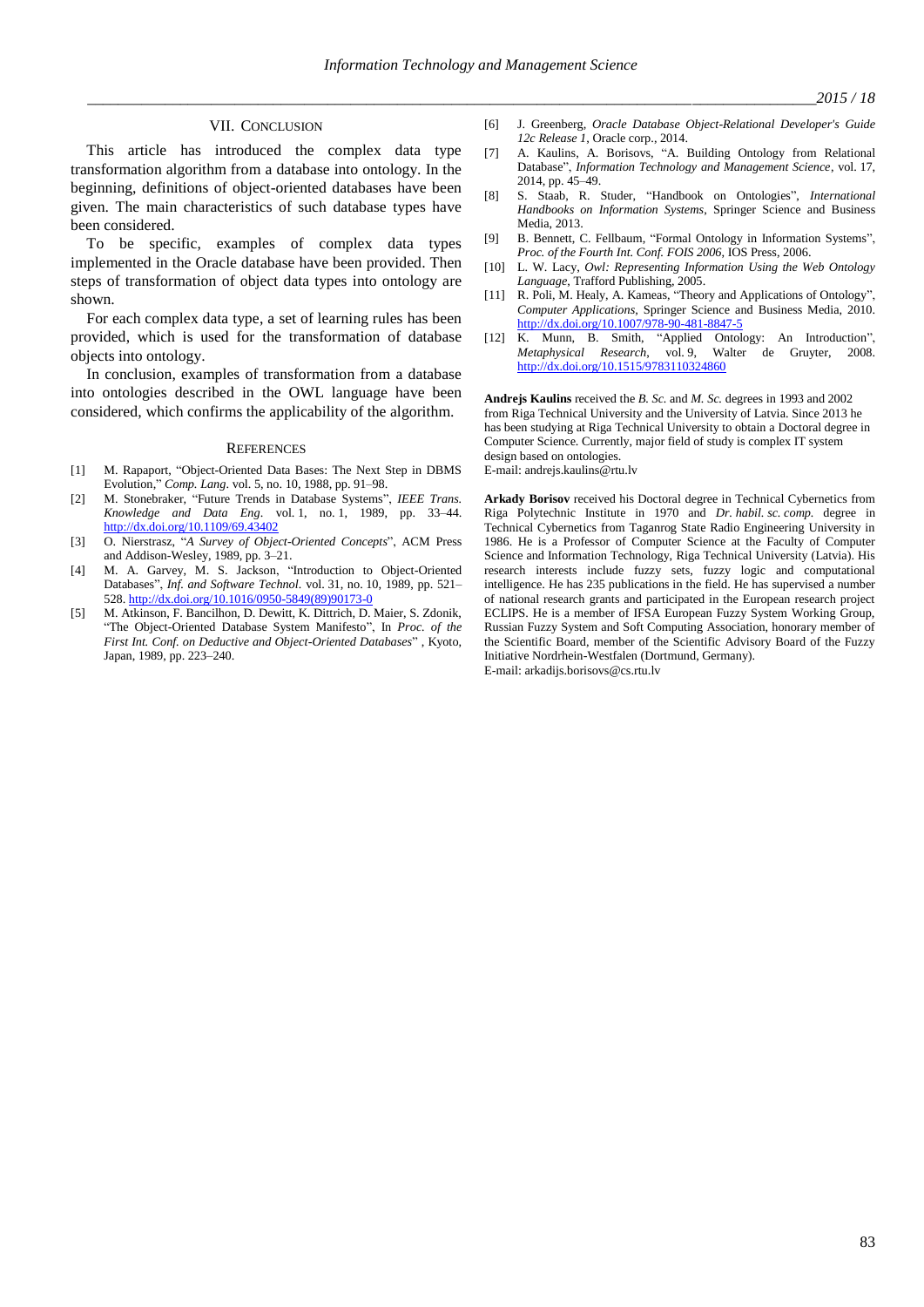## VII. Conclusion

This article has introduced the complex data type transformation algorithm from a database into ontology. In the beginning, definitions of object-oriented databases have been given. The main characteristics of such database types have been considered.

To be specific, examples of complex data types implemented in the Oracle database have been provided. Then steps of transformation of object data types into ontology are shown.

For each complex data type, a set of learning rules has been provided, which is used for the transformation of database objects into ontology.

In conclusion, examples of transformation from a database into ontologies described in the OWL language have been considered, which confirms the applicability of the algorithm.

## References

[1] M. Rapaport, "Object-Oriented Data Bases: The Next Step in DBMS Evolution," *Comp. Lang*. vol. 5, no. 10, 1988, pp. 91–98.

[2] M. Stonebraker, "Future Trends in Database Systems", *IEEE Trans. Knowledge and Data Eng*. vol. 1, no. 1, 1989, pp. 33–44. http://dx.doi.org/10.1109/69.43402

[3] O. Nierstrasz, "*A Survey of Object-Oriented Concepts*", ACM Press and Addison-Wesley, 1989, pp. 3–21.

[4] M. A. Garvey, M. S. Jackson, "Introduction to Object-Oriented Databases", *Inf. and Software Technol*. vol. 31, no. 10, 1989, pp. 521–528. http://dx.doi.org/10.1016/0950-5849(89)90173-0

[5] M. Atkinson, F. Bancilhon, D. Dewitt, K. Dittrich, D. Maier, S. Zdonik, "The Object-Oriented Database System Manifesto", In *Proc. of the First Int. Conf. on Deductive and Object-Oriented Databases*" , Kyoto, Japan, 1989, pp. 223–240.

[6] J. Greenberg, *Oracle Database Object-Relational Developer's Guide 12c Release 1*, Oracle corp., 2014.

[7] A. Kaulins, A. Borisovs, "A. Building Ontology from Relational Database", *Information Technology and Management Science*, vol. 17, 2014, pp. 45–49.

[8] S. Staab, R. Studer, "Handbook on Ontologies", *International Handbooks on Information Systems*, Springer Science and Business Media, 2013.

[9] B. Bennett, C. Fellbaum, "Formal Ontology in Information Systems", *Proc. of the Fourth Int. Conf. FOIS 2006*, IOS Press, 2006.

[10] L. W. Lacy, *Owl: Representing Information Using the Web Ontology Language*, Trafford Publishing, 2005.

[11] R. Poli, M. Healy, A. Kameas, "Theory and Applications of Ontology", *Computer Applications*, Springer Science and Business Media, 2010. http://dx.doi.org/10.1007/978-90-481-8847-5

[12] K. Munn, B. Smith, "Applied Ontology: An Introduction", *Metaphysical Research*, vol. 9, Walter de Gruyter, 2008. http://dx.doi.org/10.1515/9783110324860

**Andrejs Kaulins** received the *B. Sc.* and *M. Sc.* degrees in 1993 and 2002 from Riga Technical University and the University of Latvia. Since 2013 he has been studying at Riga Technical University to obtain a Doctoral degree in Computer Science. Currently, major field of study is complex IT system design based on ontologies.
E-mail: andrejs.kaulins@rtu.lv

**Arkady Borisov** received his Doctoral degree in Technical Cybernetics from Riga Polytechnic Institute in 1970 and *Dr. habil. sc. comp.* degree in Technical Cybernetics from Taganrog State Radio Engineering University in 1986. He is a Professor of Computer Science at the Faculty of Computer Science and Information Technology, Riga Technical University (Latvia). His research interests include fuzzy sets, fuzzy logic and computational intelligence. He has 235 publications in the field. He has supervised a number of national research grants and participated in the European research project ECLIPS. He is a member of IFSA European Fuzzy System Working Group, Russian Fuzzy System and Soft Computing Association, honorary member of the Scientific Board, member of the Scientific Advisory Board of the Fuzzy Initiative Nordrhein-Westfalen (Dortmund, Germany).
E-mail: arkadijs.borisovs@cs.rtu.lv